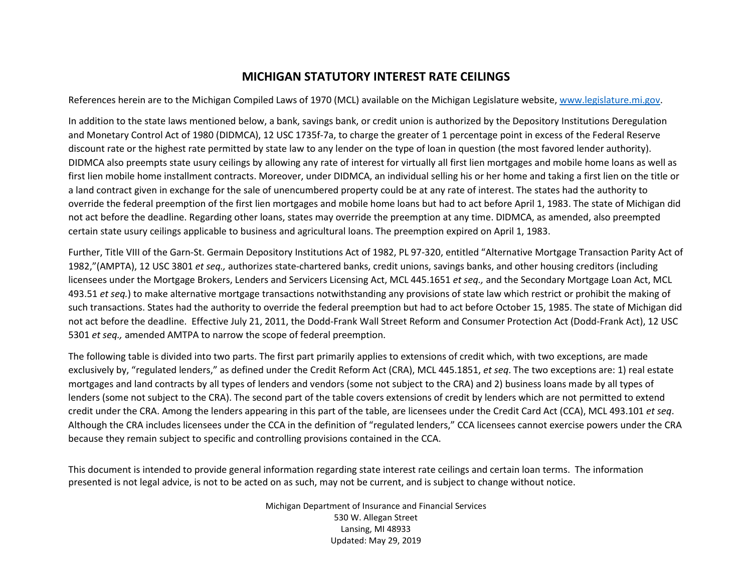# MICHIGAN STATUTORY INTEREST RATE CEILINGS

References herein are to the Michigan Compiled Laws of 1970 (MCL) available on the Michigan Legislature website, [www.legislature.mi.gov](http://www.legislature.mi.gov).

In addition to the state laws mentioned below, a bank, savings bank, or credit union is authorized by the Depository Institutions Deregulation and Monetary Control Act of 1980 (DIDMCA), 12 USC 1735f-7a, to charge the greater of 1 percentage point in excess of the Federal Reserve discount rate or the highest rate permitted by state law to any lender on the type of loan in question (the most favored lender authority). DIDMCA also preempts state usury ceilings by allowing any rate of interest for virtually all first lien mortgages and mobile home loans as well as first lien mobile home installment contracts. Moreover, under DIDMCA, an individual selling his or her home and taking a first lien on the title or a land contract given in exchange for the sale of unencumbered property could be at any rate of interest. The states had the authority to override the federal preemption of the first lien mortgages and mobile home loans but had to act before April 1, 1983. The state of Michigan did not act before the deadline. Regarding other loans, states may override the preemption at any time. DIDMCA, as amended, also preempted certain state usury ceilings applicable to business and agricultural loans. The preemption expired on April 1, 1983.

Further, Title VIII of the Garn-St. Germain Depository Institutions Act of 1982, PL 97-320, entitled "Alternative Mortgage Transaction Parity Act of 1982,"(AMPTA), 12 USC 3801 *et seq.,* authorizes state-chartered banks, credit unions, savings banks, and other housing creditors (including licensees under the Mortgage Brokers, Lenders and Servicers Licensing Act, MCL 445.1651 *et seq.,* and the Secondary Mortgage Loan Act, MCL 493.51 *et seq.*) to make alternative mortgage transactions notwithstanding any provisions of state law which restrict or prohibit the making of such transactions. States had the authority to override the federal preemption but had to act before October 15, 1985. The state of Michigan did not act before the deadline. Effective July 21, 2011, the Dodd-Frank Wall Street Reform and Consumer Protection Act (Dodd-Frank Act), 12 USC 5301 *et seq.,* amended AMTPA to narrow the scope of federal preemption.

The following table is divided into two parts. The first part primarily applies to extensions of credit which, with two exceptions, are made exclusively by, "regulated lenders," as defined under the Credit Reform Act (CRA), MCL 445.1851, *et seq*. The two exceptions are: 1) real estate mortgages and land contracts by all types of lenders and vendors (some not subject to the CRA) and 2) business loans made by all types of lenders (some not subject to the CRA). The second part of the table covers extensions of credit by lenders which are not permitted to extend credit under the CRA. Among the lenders appearing in this part of the table, are licensees under the Credit Card Act (CCA), MCL 493.101 *et seq*. Although the CRA includes licensees under the CCA in the definition of "regulated lenders," CCA licensees cannot exercise powers under the CRA because they remain subject to specific and controlling provisions contained in the CCA.

This document is intended to provide general information regarding state interest rate ceilings and certain loan terms. The information presented is not legal advice, is not to be acted on as such, may not be current, and is subject to change without notice.

Michigan Department of Insurance and Financial Services
530 W. Allegan Street
Lansing, MI 48933
Updated: May 29, 2019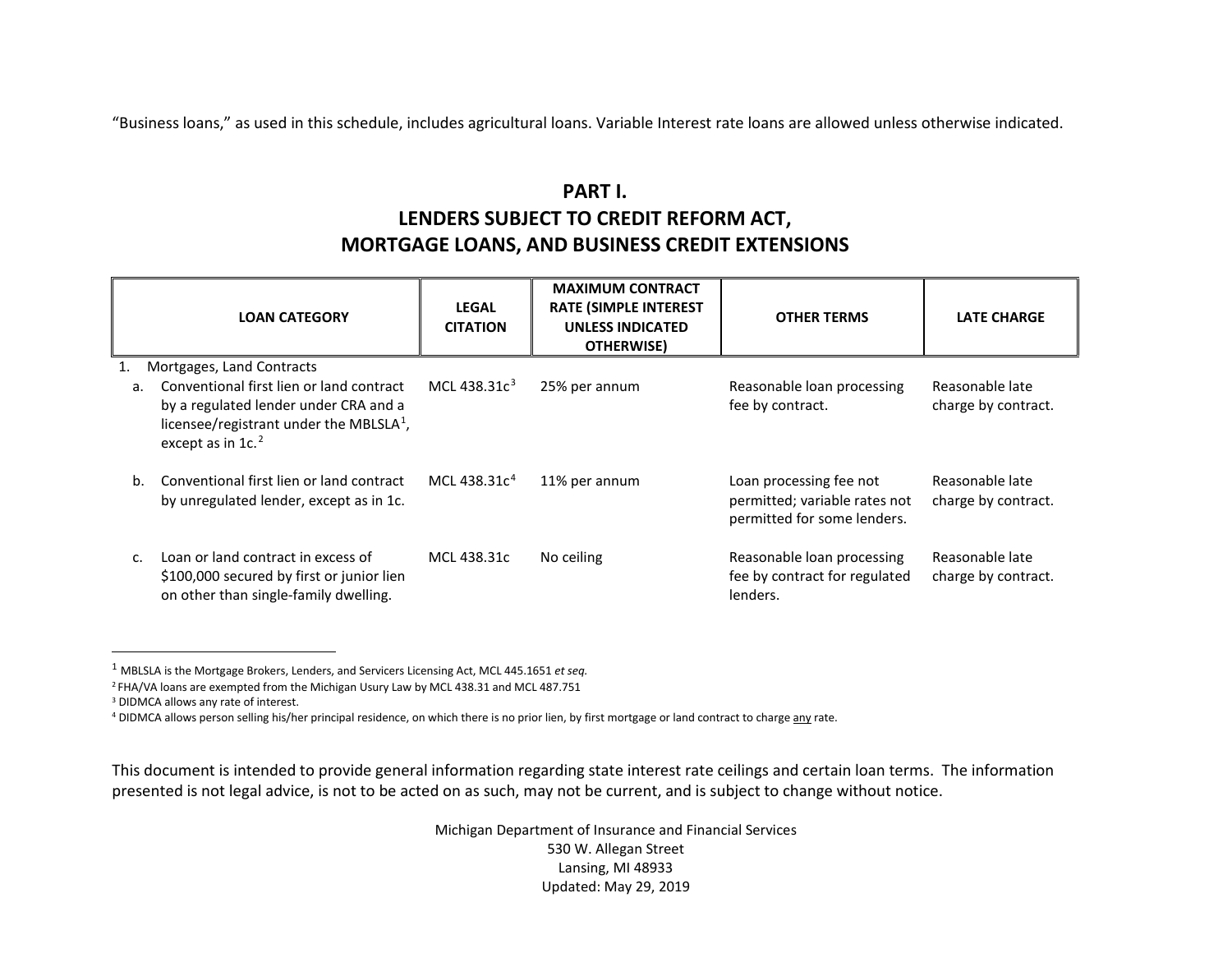"Business loans," as used in this schedule, includes agricultural loans. Variable Interest rate loans are allowed unless otherwise indicated.

# PART I.
# LENDERS SUBJECT TO CREDIT REFORM ACT, MORTGAGE LOANS, AND BUSINESS CREDIT EXTENSIONS

| LOAN CATEGORY | LEGAL CITATION | MAXIMUM CONTRACT RATE (SIMPLE INTEREST UNLESS INDICATED OTHERWISE) | OTHER TERMS | LATE CHARGE |
|---|---|---|---|---|
| 1. Mortgages, Land Contracts | | | | |
| a. Conventional first lien or land contract by a regulated lender under CRA and a licensee/registrant under the MBLSLA[1], except as in 1c.[2] | MCL 438.31c[3] | 25% per annum | Reasonable loan processing fee by contract. | Reasonable late charge by contract. |
| b. Conventional first lien or land contract by unregulated lender, except as in 1c. | MCL 438.31c[4] | 11% per annum | Loan processing fee not permitted; variable rates not permitted for some lenders. | Reasonable late charge by contract. |
| c. Loan or land contract in excess of $100,000 secured by first or junior lien on other than single-family dwelling. | MCL 438.31c | No ceiling | Reasonable loan processing fee by contract for regulated lenders. | Reasonable late charge by contract. |

[1] MBLSLA is the Mortgage Brokers, Lenders, and Servicers Licensing Act, MCL 445.1651 *et seq.*

[2] FHA/VA loans are exempted from the Michigan Usury Law by MCL 438.31 and MCL 487.751

[3] DIDMCA allows any rate of interest.

[4] DIDMCA allows person selling his/her principal residence, on which there is no prior lien, by first mortgage or land contract to charge any rate.

This document is intended to provide general information regarding state interest rate ceilings and certain loan terms. The information presented is not legal advice, is not to be acted on as such, may not be current, and is subject to change without notice.

Michigan Department of Insurance and Financial Services
530 W. Allegan Street
Lansing, MI 48933
Updated: May 29, 2019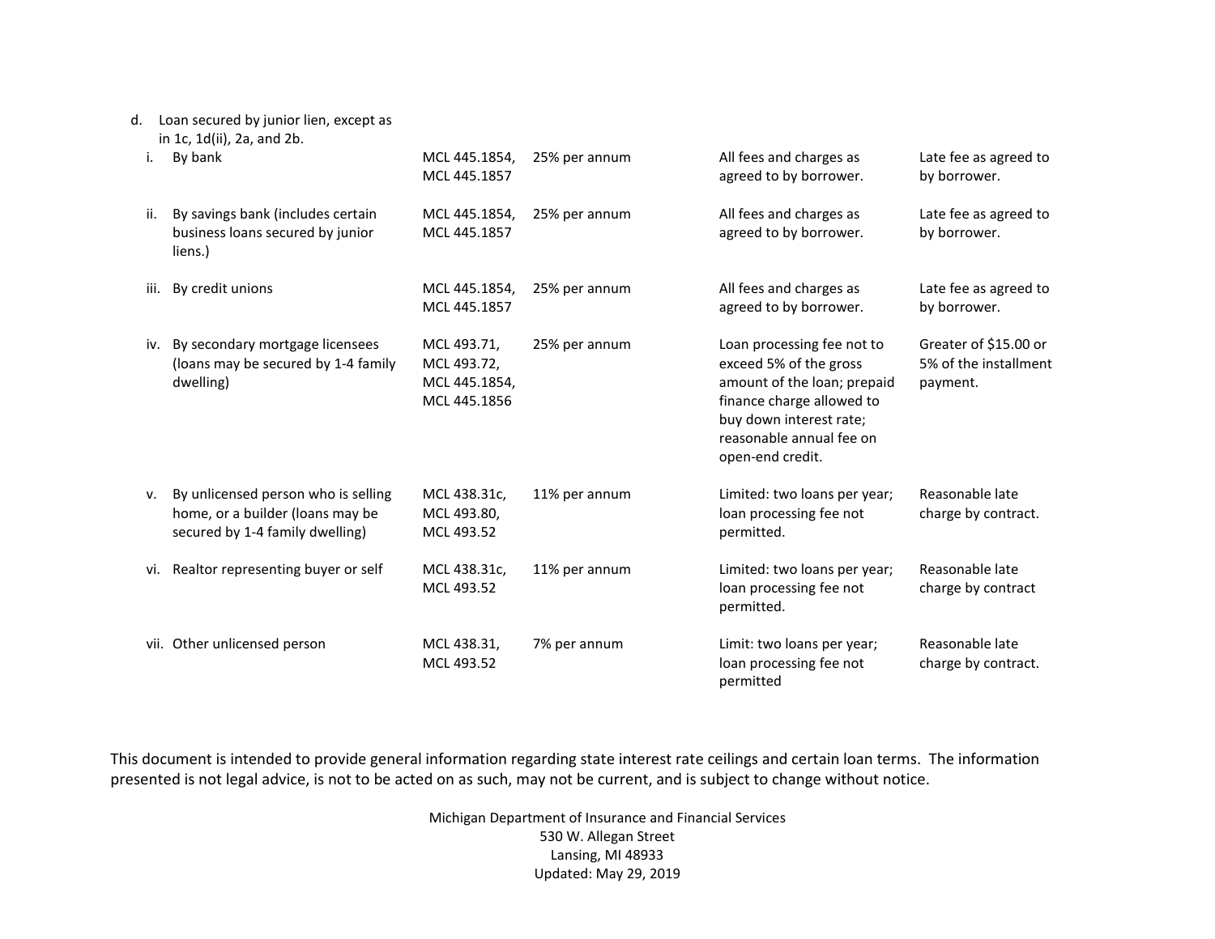| | | | | |
|---|---|---|---|---|
| d. Loan secured by junior lien, except as in 1c, 1d(ii), 2a, and 2b. | | | | |
| i. By bank | MCL 445.1854, MCL 445.1857 | 25% per annum | All fees and charges as agreed to by borrower. | Late fee as agreed to by borrower. |
| ii. By savings bank (includes certain business loans secured by junior liens.) | MCL 445.1854, MCL 445.1857 | 25% per annum | All fees and charges as agreed to by borrower. | Late fee as agreed to by borrower. |
| iii. By credit unions | MCL 445.1854, MCL 445.1857 | 25% per annum | All fees and charges as agreed to by borrower. | Late fee as agreed to by borrower. |
| iv. By secondary mortgage licensees (loans may be secured by 1-4 family dwelling) | MCL 493.71, MCL 493.72, MCL 445.1854, MCL 445.1856 | 25% per annum | Loan processing fee not to exceed 5% of the gross amount of the loan; prepaid finance charge allowed to buy down interest rate; reasonable annual fee on open-end credit. | Greater of $15.00 or 5% of the installment payment. |
| v. By unlicensed person who is selling home, or a builder (loans may be secured by 1-4 family dwelling) | MCL 438.31c, MCL 493.80, MCL 493.52 | 11% per annum | Limited: two loans per year; loan processing fee not permitted. | Reasonable late charge by contract. |
| vi. Realtor representing buyer or self | MCL 438.31c, MCL 493.52 | 11% per annum | Limited: two loans per year; loan processing fee not permitted. | Reasonable late charge by contract |
| vii. Other unlicensed person | MCL 438.31, MCL 493.52 | 7% per annum | Limit: two loans per year; loan processing fee not permitted | Reasonable late charge by contract. |

This document is intended to provide general information regarding state interest rate ceilings and certain loan terms. The information presented is not legal advice, is not to be acted on as such, may not be current, and is subject to change without notice.

Michigan Department of Insurance and Financial Services
530 W. Allegan Street
Lansing, MI 48933
Updated: May 29, 2019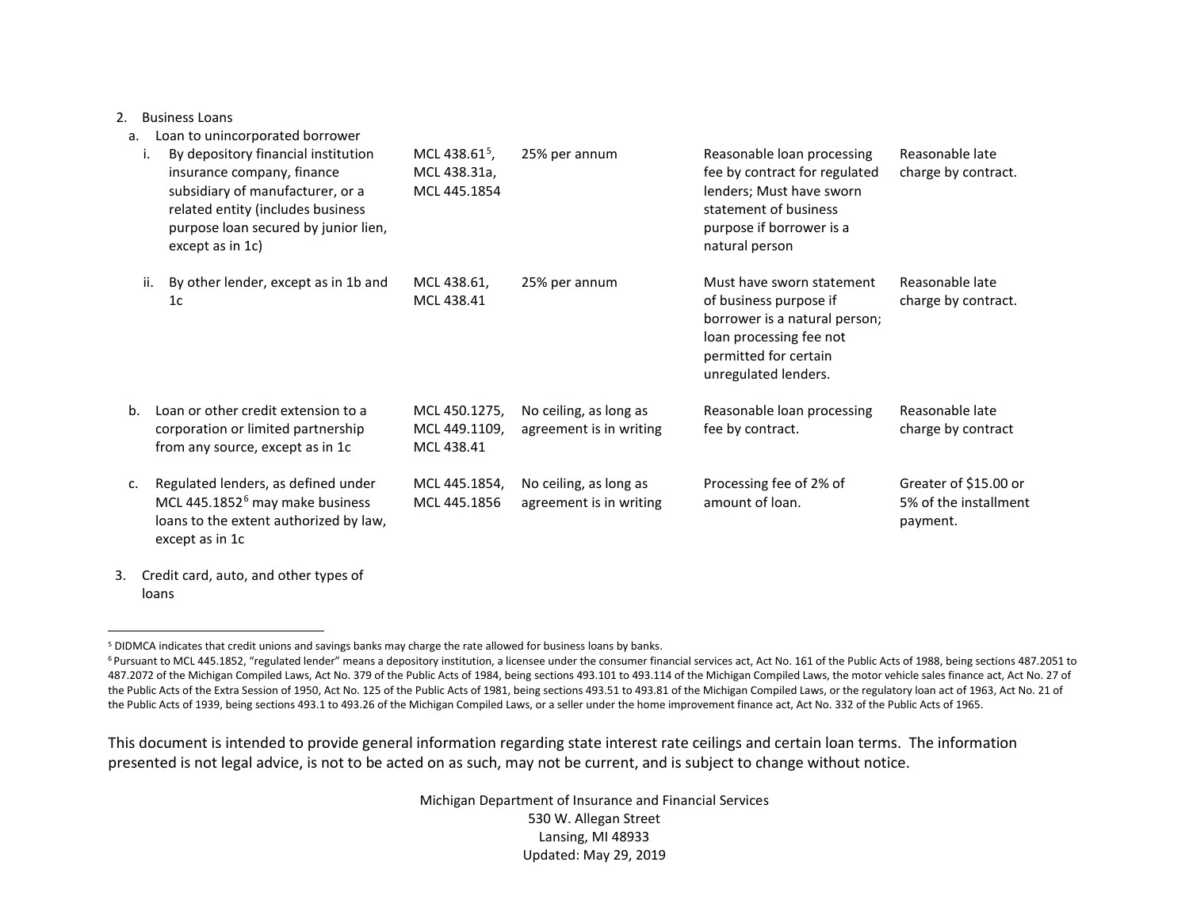| | | | | |
|---|---|---|---|---|
| 2. Business Loans | | | | |
| a. Loan to unincorporated borrower | | | | |
| i. By depository financial institution insurance company, finance subsidiary of manufacturer, or a related entity (includes business purpose loan secured by junior lien, except as in 1c) | MCL 438.61[5], MCL 438.31a, MCL 445.1854 | 25% per annum | Reasonable loan processing fee by contract for regulated lenders; Must have sworn statement of business purpose if borrower is a natural person | Reasonable late charge by contract. |
| ii. By other lender, except as in 1b and 1c | MCL 438.61, MCL 438.41 | 25% per annum | Must have sworn statement of business purpose if borrower is a natural person; loan processing fee not permitted for certain unregulated lenders. | Reasonable late charge by contract. |
| b. Loan or other credit extension to a corporation or limited partnership from any source, except as in 1c | MCL 450.1275, MCL 449.1109, MCL 438.41 | No ceiling, as long as agreement is in writing | Reasonable loan processing fee by contract. | Reasonable late charge by contract |
| c. Regulated lenders, as defined under MCL 445.1852[6] may make business loans to the extent authorized by law, except as in 1c | MCL 445.1854, MCL 445.1856 | No ceiling, as long as agreement is in writing | Processing fee of 2% of amount of loan. | Greater of $15.00 or 5% of the installment payment. |
| 3. Credit card, auto, and other types of loans | | | | |

[5] DIDMCA indicates that credit unions and savings banks may charge the rate allowed for business loans by banks.

[6] Pursuant to MCL 445.1852, "regulated lender" means a depository institution, a licensee under the consumer financial services act, Act No. 161 of the Public Acts of 1988, being sections 487.2051 to 487.2072 of the Michigan Compiled Laws, Act No. 379 of the Public Acts of 1984, being sections 493.101 to 493.114 of the Michigan Compiled Laws, the motor vehicle sales finance act, Act No. 27 of the Public Acts of the Extra Session of 1950, Act No. 125 of the Public Acts of 1981, being sections 493.51 to 493.81 of the Michigan Compiled Laws, or the regulatory loan act of 1963, Act No. 21 of the Public Acts of 1939, being sections 493.1 to 493.26 of the Michigan Compiled Laws, or a seller under the home improvement finance act, Act No. 332 of the Public Acts of 1965.

This document is intended to provide general information regarding state interest rate ceilings and certain loan terms. The information presented is not legal advice, is not to be acted on as such, may not be current, and is subject to change without notice.

Michigan Department of Insurance and Financial Services
530 W. Allegan Street
Lansing, MI 48933
Updated: May 29, 2019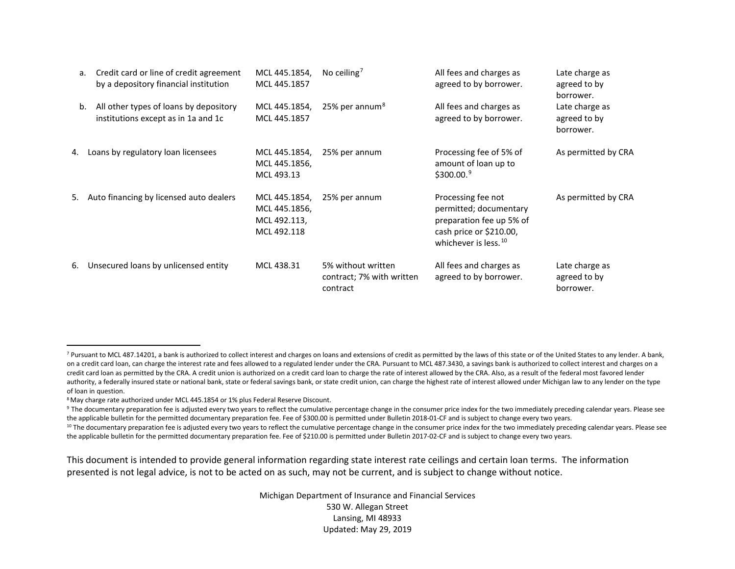| | | | | |
|---|---|---|---|---|
| a. Credit card or line of credit agreement by a depository financial institution | MCL 445.1854, MCL 445.1857 | No ceiling[7] | All fees and charges as agreed to by borrower. | Late charge as agreed to by borrower. |
| b. All other types of loans by depository institutions except as in 1a and 1c | MCL 445.1854, MCL 445.1857 | 25% per annum[8] | All fees and charges as agreed to by borrower. | Late charge as agreed to by borrower. |
| 4. Loans by regulatory loan licensees | MCL 445.1854, MCL 445.1856, MCL 493.13 | 25% per annum | Processing fee of 5% of amount of loan up to $300.00.[9] | As permitted by CRA |
| 5. Auto financing by licensed auto dealers | MCL 445.1854, MCL 445.1856, MCL 492.113, MCL 492.118 | 25% per annum | Processing fee not permitted; documentary preparation fee up 5% of cash price or $210.00, whichever is less.[10] | As permitted by CRA |
| 6. Unsecured loans by unlicensed entity | MCL 438.31 | 5% without written contract; 7% with written contract | All fees and charges as agreed to by borrower. | Late charge as agreed to by borrower. |

[7] Pursuant to MCL 487.14201, a bank is authorized to collect interest and charges on loans and extensions of credit as permitted by the laws of this state or of the United States to any lender. A bank, on a credit card loan, can charge the interest rate and fees allowed to a regulated lender under the CRA. Pursuant to MCL 487.3430, a savings bank is authorized to collect interest and charges on a credit card loan as permitted by the CRA. A credit union is authorized on a credit card loan to charge the rate of interest allowed by the CRA. Also, as a result of the federal most favored lender authority, a federally insured state or national bank, state or federal savings bank, or state credit union, can charge the highest rate of interest allowed under Michigan law to any lender on the type of loan in question.

[8] May charge rate authorized under MCL 445.1854 or 1% plus Federal Reserve Discount.

[9] The documentary preparation fee is adjusted every two years to reflect the cumulative percentage change in the consumer price index for the two immediately preceding calendar years. Please see the applicable bulletin for the permitted documentary preparation fee. Fee of $300.00 is permitted under Bulletin 2018-01-CF and is subject to change every two years.

[10] The documentary preparation fee is adjusted every two years to reflect the cumulative percentage change in the consumer price index for the two immediately preceding calendar years. Please see the applicable bulletin for the permitted documentary preparation fee. Fee of $210.00 is permitted under Bulletin 2017-02-CF and is subject to change every two years.

This document is intended to provide general information regarding state interest rate ceilings and certain loan terms. The information presented is not legal advice, is not to be acted on as such, may not be current, and is subject to change without notice.

Michigan Department of Insurance and Financial Services
530 W. Allegan Street
Lansing, MI 48933
Updated: May 29, 2019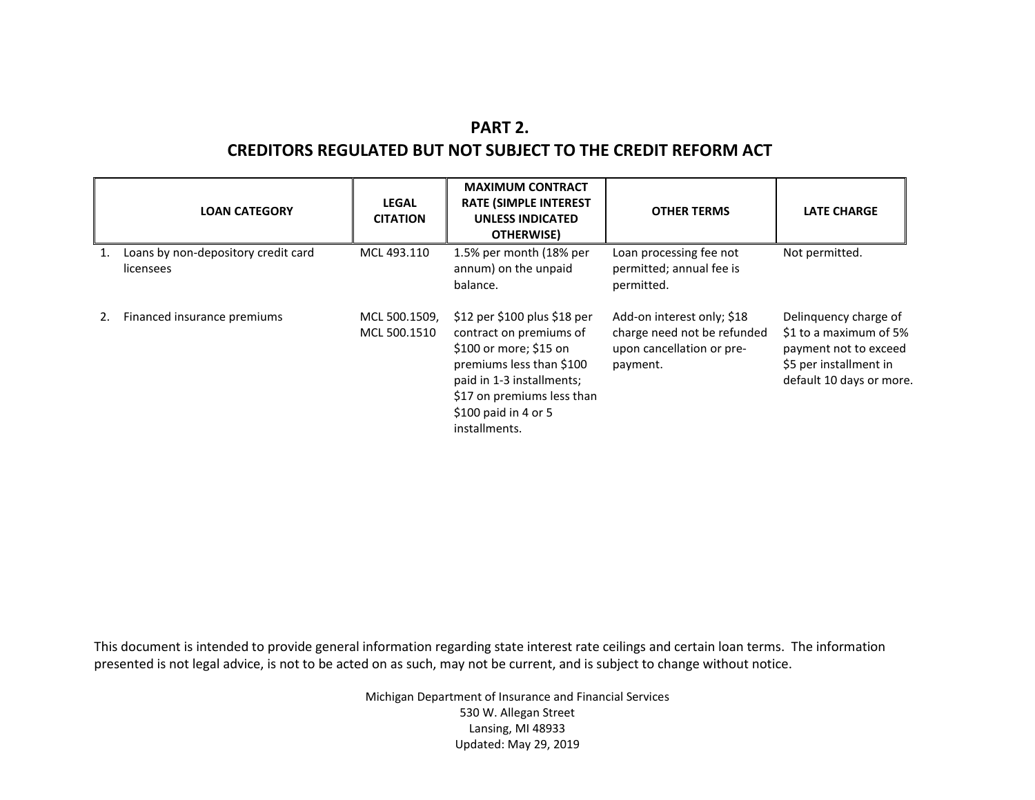# PART 2.
# CREDITORS REGULATED BUT NOT SUBJECT TO THE CREDIT REFORM ACT

| LOAN CATEGORY | LEGAL CITATION | MAXIMUM CONTRACT RATE (SIMPLE INTEREST UNLESS INDICATED OTHERWISE) | OTHER TERMS | LATE CHARGE |
|---|---|---|---|---|
| 1. Loans by non-depository credit card licensees | MCL 493.110 | 1.5% per month (18% per annum) on the unpaid balance. | Loan processing fee not permitted; annual fee is permitted. | Not permitted. |
| 2. Financed insurance premiums | MCL 500.1509, MCL 500.1510 | $12 per $100 plus $18 per contract on premiums of $100 or more; $15 on premiums less than $100 paid in 1-3 installments; $17 on premiums less than $100 paid in 4 or 5 installments. | Add-on interest only; $18 charge need not be refunded upon cancellation or pre-payment. | Delinquency charge of $1 to a maximum of 5% payment not to exceed $5 per installment in default 10 days or more. |

This document is intended to provide general information regarding state interest rate ceilings and certain loan terms. The information presented is not legal advice, is not to be acted on as such, may not be current, and is subject to change without notice.

Michigan Department of Insurance and Financial Services
530 W. Allegan Street
Lansing, MI 48933
Updated: May 29, 2019